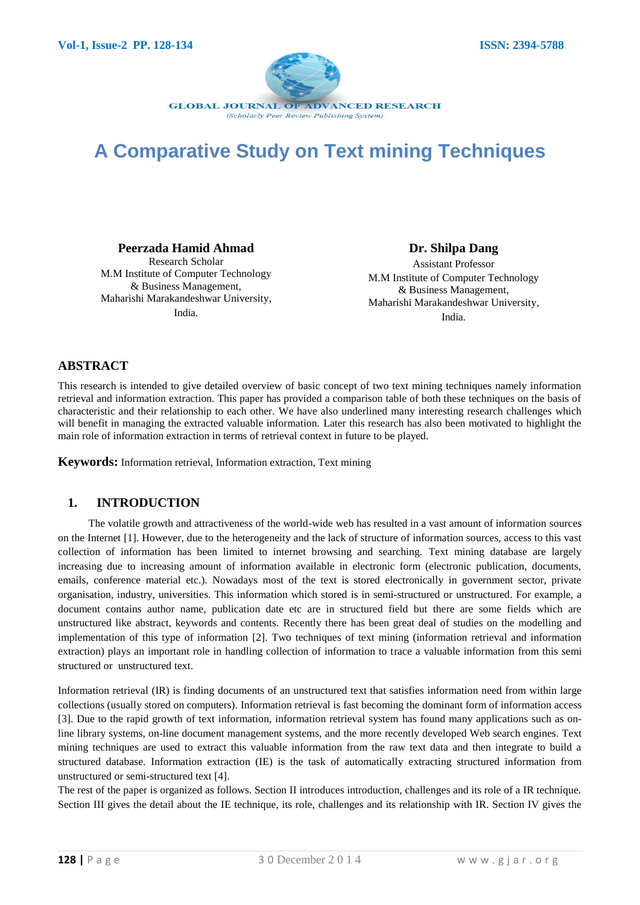# A Comparative Study on Text mining Techniques

**Peerzada Hamid Ahmad**
Research Scholar
M.M Institute of Computer Technology & Business Management,
Maharishi Marakandeshwar University,
India.

**Dr. Shilpa Dang**
Assistant Professor
M.M Institute of Computer Technology & Business Management,
Maharishi Marakandeshwar University,
India.

## ABSTRACT

This research is intended to give detailed overview of basic concept of two text mining techniques namely information retrieval and information extraction. This paper has provided a comparison table of both these techniques on the basis of characteristic and their relationship to each other. We have also underlined many interesting research challenges which will benefit in managing the extracted valuable information. Later this research has also been motivated to highlight the main role of information extraction in terms of retrieval context in future to be played.

**Keywords:** Information retrieval, Information extraction, Text mining

## 1. INTRODUCTION

The volatile growth and attractiveness of the world-wide web has resulted in a vast amount of information sources on the Internet [1]. However, due to the heterogeneity and the lack of structure of information sources, access to this vast collection of information has been limited to internet browsing and searching. Text mining database are largely increasing due to increasing amount of information available in electronic form (electronic publication, documents, emails, conference material etc.). Nowadays most of the text is stored electronically in government sector, private organisation, industry, universities. This information which stored is in semi-structured or unstructured. For example, a document contains author name, publication date etc are in structured field but there are some fields which are unstructured like abstract, keywords and contents. Recently there has been great deal of studies on the modelling and implementation of this type of information [2]. Two techniques of text mining (information retrieval and information extraction) plays an important role in handling collection of information to trace a valuable information from this semi structured or unstructured text.

Information retrieval (IR) is finding documents of an unstructured text that satisfies information need from within large collections (usually stored on computers). Information retrieval is fast becoming the dominant form of information access [3]. Due to the rapid growth of text information, information retrieval system has found many applications such as on-line library systems, on-line document management systems, and the more recently developed Web search engines. Text mining techniques are used to extract this valuable information from the raw text data and then integrate to build a structured database. Information extraction (IE) is the task of automatically extracting structured information from unstructured or semi-structured text [4].

The rest of the paper is organized as follows. Section II introduces introduction, challenges and its role of a IR technique. Section III gives the detail about the IE technique, its role, challenges and its relationship with IR. Section IV gives the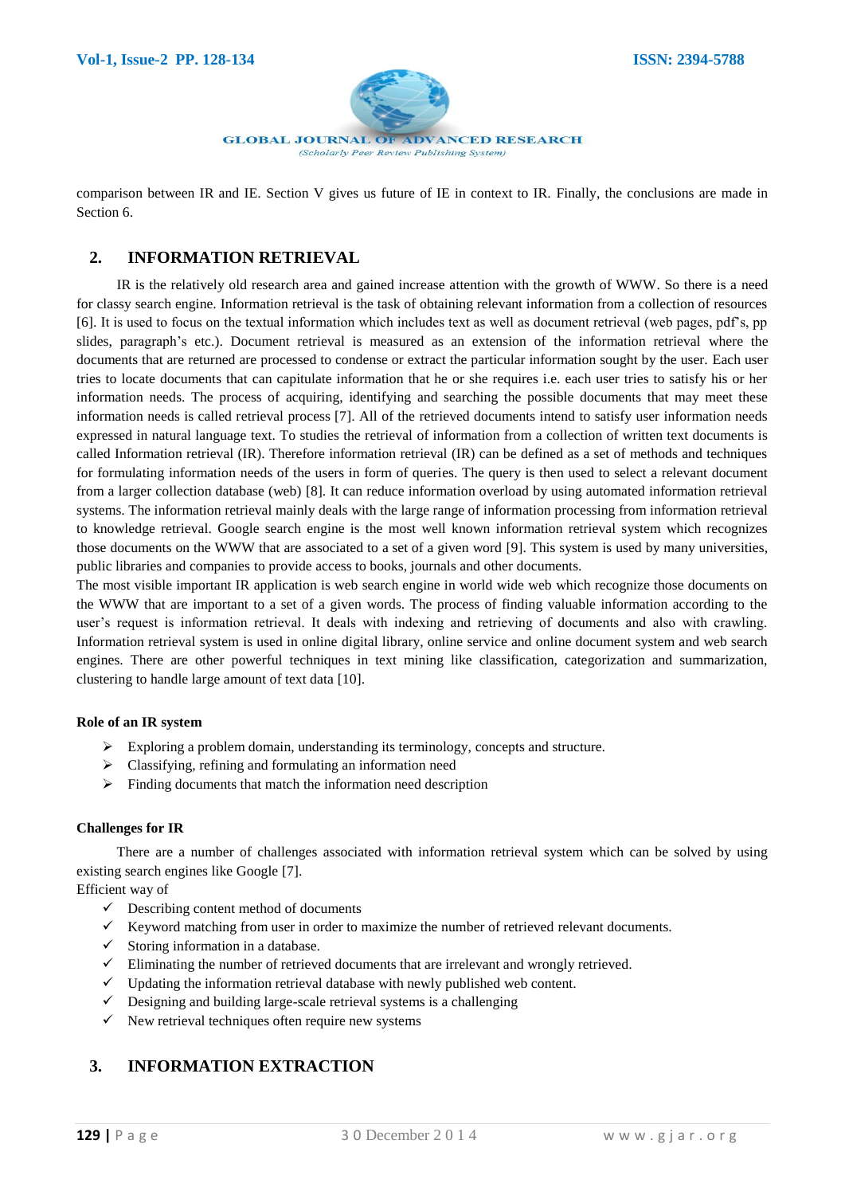comparison between IR and IE. Section V gives us future of IE in context to IR. Finally, the conclusions are made in Section 6.

## 2. INFORMATION RETRIEVAL

IR is the relatively old research area and gained increase attention with the growth of WWW. So there is a need for classy search engine. Information retrieval is the task of obtaining relevant information from a collection of resources [6]. It is used to focus on the textual information which includes text as well as document retrieval (web pages, pdf's, pp slides, paragraph's etc.). Document retrieval is measured as an extension of the information retrieval where the documents that are returned are processed to condense or extract the particular information sought by the user. Each user tries to locate documents that can capitulate information that he or she requires i.e. each user tries to satisfy his or her information needs. The process of acquiring, identifying and searching the possible documents that may meet these information needs is called retrieval process [7]. All of the retrieved documents intend to satisfy user information needs expressed in natural language text. To studies the retrieval of information from a collection of written text documents is called Information retrieval (IR). Therefore information retrieval (IR) can be defined as a set of methods and techniques for formulating information needs of the users in form of queries. The query is then used to select a relevant document from a larger collection database (web) [8]. It can reduce information overload by using automated information retrieval systems. The information retrieval mainly deals with the large range of information processing from information retrieval to knowledge retrieval. Google search engine is the most well known information retrieval system which recognizes those documents on the WWW that are associated to a set of a given word [9]. This system is used by many universities, public libraries and companies to provide access to books, journals and other documents.

The most visible important IR application is web search engine in world wide web which recognize those documents on the WWW that are important to a set of a given words. The process of finding valuable information according to the user's request is information retrieval. It deals with indexing and retrieving of documents and also with crawling. Information retrieval system is used in online digital library, online service and online document system and web search engines. There are other powerful techniques in text mining like classification, categorization and summarization, clustering to handle large amount of text data [10].

**Role of an IR system**

- Exploring a problem domain, understanding its terminology, concepts and structure.
- Classifying, refining and formulating an information need
- Finding documents that match the information need description

**Challenges for IR**

There are a number of challenges associated with information retrieval system which can be solved by using existing search engines like Google [7].

Efficient way of

- Describing content method of documents
- Keyword matching from user in order to maximize the number of retrieved relevant documents.
- Storing information in a database.
- Eliminating the number of retrieved documents that are irrelevant and wrongly retrieved.
- Updating the information retrieval database with newly published web content.
- Designing and building large-scale retrieval systems is a challenging
- New retrieval techniques often require new systems

## 3. INFORMATION EXTRACTION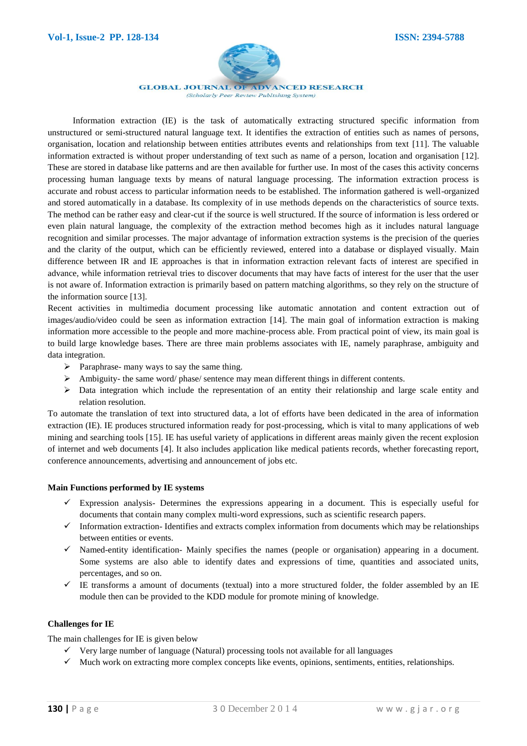Information extraction (IE) is the task of automatically extracting structured specific information from unstructured or semi-structured natural language text. It identifies the extraction of entities such as names of persons, organisation, location and relationship between entities attributes events and relationships from text [11]. The valuable information extracted is without proper understanding of text such as name of a person, location and organisation [12]. These are stored in database like patterns and are then available for further use. In most of the cases this activity concerns processing human language texts by means of natural language processing. The information extraction process is accurate and robust access to particular information needs to be established. The information gathered is well-organized and stored automatically in a database. Its complexity of in use methods depends on the characteristics of source texts. The method can be rather easy and clear-cut if the source is well structured. If the source of information is less ordered or even plain natural language, the complexity of the extraction method becomes high as it includes natural language recognition and similar processes. The major advantage of information extraction systems is the precision of the queries and the clarity of the output, which can be efficiently reviewed, entered into a database or displayed visually. Main difference between IR and IE approaches is that in information extraction relevant facts of interest are specified in advance, while information retrieval tries to discover documents that may have facts of interest for the user that the user is not aware of. Information extraction is primarily based on pattern matching algorithms, so they rely on the structure of the information source [13].

Recent activities in multimedia document processing like automatic annotation and content extraction out of images/audio/video could be seen as information extraction [14]. The main goal of information extraction is making information more accessible to the people and more machine-process able. From practical point of view, its main goal is to build large knowledge bases. There are three main problems associates with IE, namely paraphrase, ambiguity and data integration.

- Paraphrase- many ways to say the same thing.
- Ambiguity- the same word/ phase/ sentence may mean different things in different contents.
- Data integration which include the representation of an entity their relationship and large scale entity and relation resolution.

To automate the translation of text into structured data, a lot of efforts have been dedicated in the area of information extraction (IE). IE produces structured information ready for post-processing, which is vital to many applications of web mining and searching tools [15]. IE has useful variety of applications in different areas mainly given the recent explosion of internet and web documents [4]. It also includes application like medical patients records, whether forecasting report, conference announcements, advertising and announcement of jobs etc.

**Main Functions performed by IE systems**

- ✓ Expression analysis- Determines the expressions appearing in a document. This is especially useful for documents that contain many complex multi-word expressions, such as scientific research papers.
- ✓ Information extraction- Identifies and extracts complex information from documents which may be relationships between entities or events.
- ✓ Named-entity identification- Mainly specifies the names (people or organisation) appearing in a document. Some systems are also able to identify dates and expressions of time, quantities and associated units, percentages, and so on.
- ✓ IE transforms a amount of documents (textual) into a more structured folder, the folder assembled by an IE module then can be provided to the KDD module for promote mining of knowledge.

**Challenges for IE**

The main challenges for IE is given below

- ✓ Very large number of language (Natural) processing tools not available for all languages
- ✓ Much work on extracting more complex concepts like events, opinions, sentiments, entities, relationships.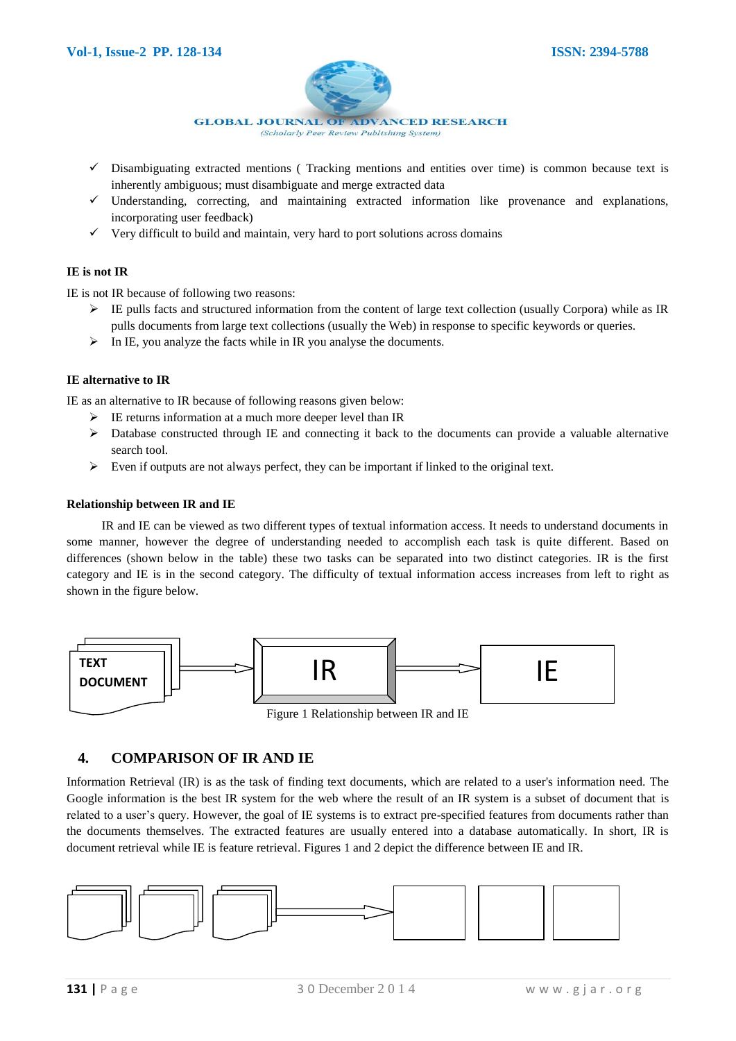- ✓ Disambiguating extracted mentions ( Tracking mentions and entities over time) is common because text is inherently ambiguous; must disambiguate and merge extracted data
- ✓ Understanding, correcting, and maintaining extracted information like provenance and explanations, incorporating user feedback)
- ✓ Very difficult to build and maintain, very hard to port solutions across domains

**IE is not IR**

IE is not IR because of following two reasons:

- ➢ IE pulls facts and structured information from the content of large text collection (usually Corpora) while as IR pulls documents from large text collections (usually the Web) in response to specific keywords or queries.
- ➢ In IE, you analyze the facts while in IR you analyse the documents.

**IE alternative to IR**

IE as an alternative to IR because of following reasons given below:

- ➢ IE returns information at a much more deeper level than IR
- ➢ Database constructed through IE and connecting it back to the documents can provide a valuable alternative search tool.
- ➢ Even if outputs are not always perfect, they can be important if linked to the original text.

**Relationship between IR and IE**

IR and IE can be viewed as two different types of textual information access. It needs to understand documents in some manner, however the degree of understanding needed to accomplish each task is quite different. Based on differences (shown below in the table) these two tasks can be separated into two distinct categories. IR is the first category and IE is in the second category. The difficulty of textual information access increases from left to right as shown in the figure below.

TEXT DOCUMENT → IR → IE

Figure 1 Relationship between IR and IE

## 4. COMPARISON OF IR AND IE

Information Retrieval (IR) is as the task of finding text documents, which are related to a user's information need. The Google information is the best IR system for the web where the result of an IR system is a subset of document that is related to a user's query. However, the goal of IE systems is to extract pre-specified features from documents rather than the documents themselves. The extracted features are usually entered into a database automatically. In short, IR is document retrieval while IE is feature retrieval. Figures 1 and 2 depict the difference between IE and IR.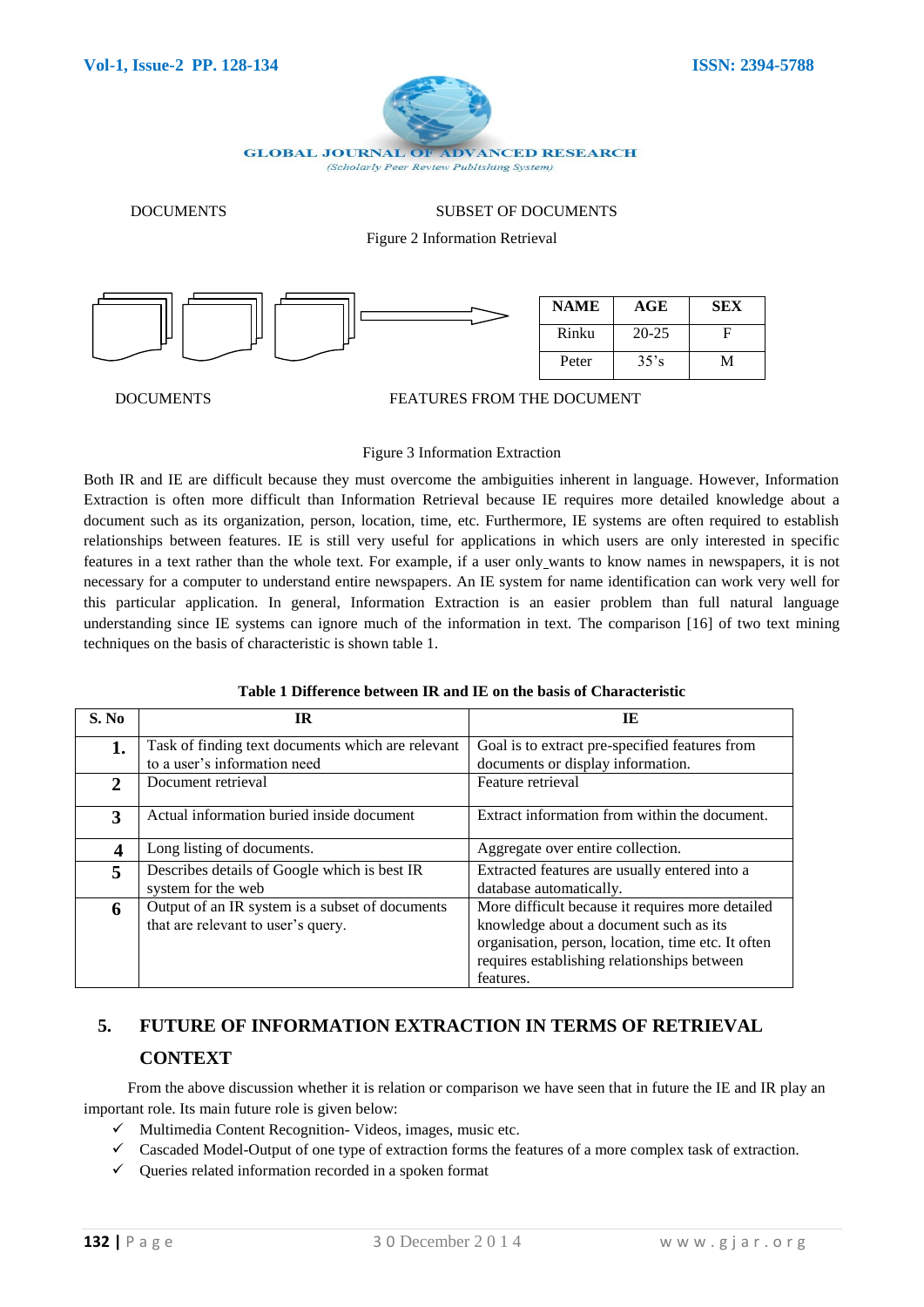DOCUMENTS SUBSET OF DOCUMENTS

Figure 2 Information Retrieval

| NAME | AGE | SEX |
|---|---|---|
| Rinku | 20-25 | F |
| Peter | 35's | M |

DOCUMENTS FEATURES FROM THE DOCUMENT

Figure 3 Information Extraction

Both IR and IE are difficult because they must overcome the ambiguities inherent in language. However, Information Extraction is often more difficult than Information Retrieval because IE requires more detailed knowledge about a document such as its organization, person, location, time, etc. Furthermore, IE systems are often required to establish relationships between features. IE is still very useful for applications in which users are only interested in specific features in a text rather than the whole text. For example, if a user only_wants to know names in newspapers, it is not necessary for a computer to understand entire newspapers. An IE system for name identification can work very well for this particular application. In general, Information Extraction is an easier problem than full natural language understanding since IE systems can ignore much of the information in text. The comparison [16] of two text mining techniques on the basis of characteristic is shown table 1.

**Table 1 Difference between IR and IE on the basis of Characteristic**

| S. No | IR | IE |
|---|---|---|
| **1.** | Task of finding text documents which are relevant to a user's information need | Goal is to extract pre-specified features from documents or display information. |
| **2** | Document retrieval | Feature retrieval |
| **3** | Actual information buried inside document | Extract information from within the document. |
| **4** | Long listing of documents. | Aggregate over entire collection. |
| **5** | Describes details of Google which is best IR system for the web | Extracted features are usually entered into a database automatically. |
| **6** | Output of an IR system is a subset of documents that are relevant to user's query. | More difficult because it requires more detailed knowledge about a document such as its organisation, person, location, time etc. It often requires establishing relationships between features. |

## 5. FUTURE OF INFORMATION EXTRACTION IN TERMS OF RETRIEVAL CONTEXT

From the above discussion whether it is relation or comparison we have seen that in future the IE and IR play an important role. Its main future role is given below:

- ✓ Multimedia Content Recognition- Videos, images, music etc.
- ✓ Cascaded Model-Output of one type of extraction forms the features of a more complex task of extraction.
- ✓ Queries related information recorded in a spoken format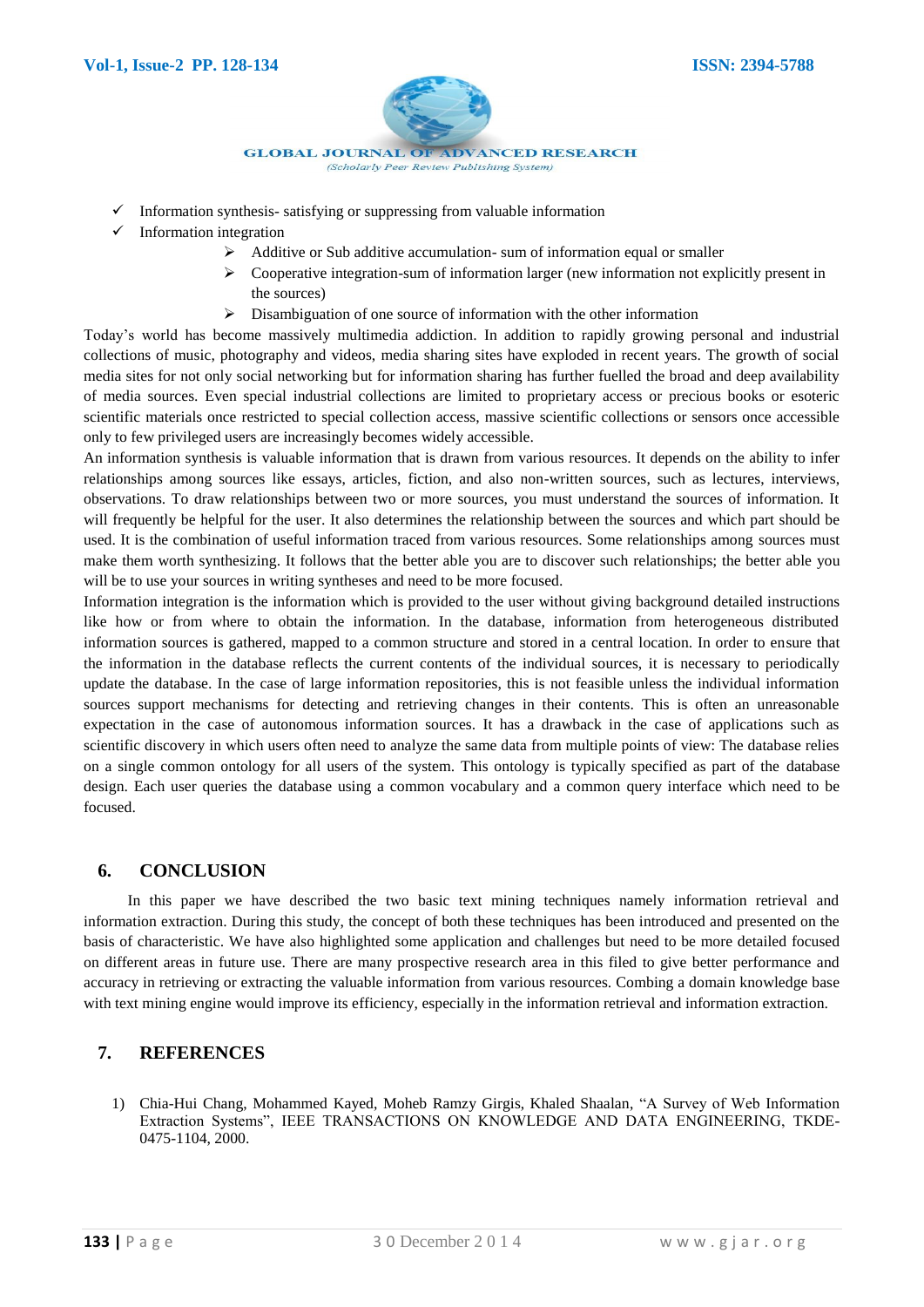- ✓ Information synthesis- satisfying or suppressing from valuable information
- ✓ Information integration
  - ➢ Additive or Sub additive accumulation- sum of information equal or smaller
  - ➢ Cooperative integration-sum of information larger (new information not explicitly present in the sources)
  - ➢ Disambiguation of one source of information with the other information

Today's world has become massively multimedia addiction. In addition to rapidly growing personal and industrial collections of music, photography and videos, media sharing sites have exploded in recent years. The growth of social media sites for not only social networking but for information sharing has further fuelled the broad and deep availability of media sources. Even special industrial collections are limited to proprietary access or precious books or esoteric scientific materials once restricted to special collection access, massive scientific collections or sensors once accessible only to few privileged users are increasingly becomes widely accessible.

An information synthesis is valuable information that is drawn from various resources. It depends on the ability to infer relationships among sources like essays, articles, fiction, and also non-written sources, such as lectures, interviews, observations. To draw relationships between two or more sources, you must understand the sources of information. It will frequently be helpful for the user. It also determines the relationship between the sources and which part should be used. It is the combination of useful information traced from various resources. Some relationships among sources must make them worth synthesizing. It follows that the better able you are to discover such relationships; the better able you will be to use your sources in writing syntheses and need to be more focused.

Information integration is the information which is provided to the user without giving background detailed instructions like how or from where to obtain the information. In the database, information from heterogeneous distributed information sources is gathered, mapped to a common structure and stored in a central location. In order to ensure that the information in the database reflects the current contents of the individual sources, it is necessary to periodically update the database. In the case of large information repositories, this is not feasible unless the individual information sources support mechanisms for detecting and retrieving changes in their contents. This is often an unreasonable expectation in the case of autonomous information sources. It has a drawback in the case of applications such as scientific discovery in which users often need to analyze the same data from multiple points of view: The database relies on a single common ontology for all users of the system. This ontology is typically specified as part of the database design. Each user queries the database using a common vocabulary and a common query interface which need to be focused.

## 6. CONCLUSION

In this paper we have described the two basic text mining techniques namely information retrieval and information extraction. During this study, the concept of both these techniques has been introduced and presented on the basis of characteristic. We have also highlighted some application and challenges but need to be more detailed focused on different areas in future use. There are many prospective research area in this filed to give better performance and accuracy in retrieving or extracting the valuable information from various resources. Combing a domain knowledge base with text mining engine would improve its efficiency, especially in the information retrieval and information extraction.

## 7. REFERENCES

1) Chia-Hui Chang, Mohammed Kayed, Moheb Ramzy Girgis, Khaled Shaalan, "A Survey of Web Information Extraction Systems", IEEE TRANSACTIONS ON KNOWLEDGE AND DATA ENGINEERING, TKDE-0475-1104, 2000.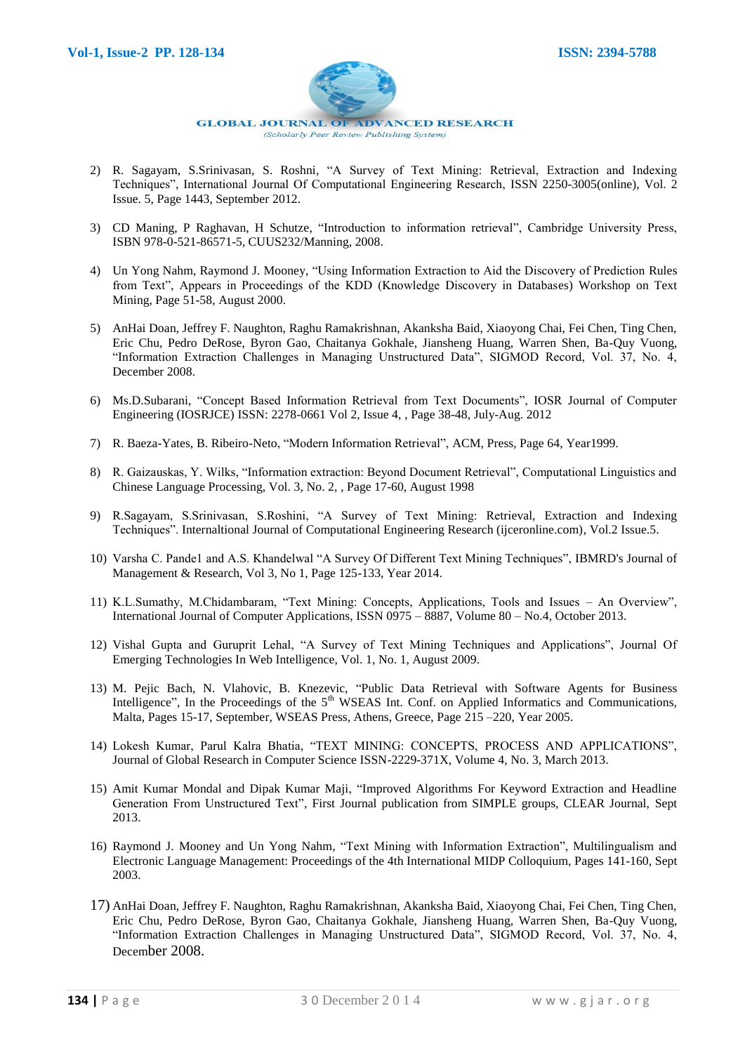2) R. Sagayam, S.Srinivasan, S. Roshni, “A Survey of Text Mining: Retrieval, Extraction and Indexing Techniques”, International Journal Of Computational Engineering Research, ISSN 2250-3005(online), Vol. 2 Issue. 5, Page 1443, September 2012.

3) CD Maning, P Raghavan, H Schutze, “Introduction to information retrieval”, Cambridge University Press, ISBN 978-0-521-86571-5, CUUS232/Manning, 2008.

4) Un Yong Nahm, Raymond J. Mooney, “Using Information Extraction to Aid the Discovery of Prediction Rules from Text”, Appears in Proceedings of the KDD (Knowledge Discovery in Databases) Workshop on Text Mining, Page 51-58, August 2000.

5) AnHai Doan, Jeffrey F. Naughton, Raghu Ramakrishnan, Akanksha Baid, Xiaoyong Chai, Fei Chen, Ting Chen, Eric Chu, Pedro DeRose, Byron Gao, Chaitanya Gokhale, Jiansheng Huang, Warren Shen, Ba-Quy Vuong, “Information Extraction Challenges in Managing Unstructured Data”, SIGMOD Record, Vol. 37, No. 4, December 2008.

6) Ms.D.Subarani, “Concept Based Information Retrieval from Text Documents”, IOSR Journal of Computer Engineering (IOSRJCE) ISSN: 2278-0661 Vol 2, Issue 4, , Page 38-48, July-Aug. 2012

7) R. Baeza-Yates, B. Ribeiro-Neto, “Modern Information Retrieval”, ACM, Press, Page 64, Year1999.

8) R. Gaizauskas, Y. Wilks, “Information extraction: Beyond Document Retrieval”, Computational Linguistics and Chinese Language Processing, Vol. 3, No. 2, , Page 17-60, August 1998

9) R.Sagayam, S.Srinivasan, S.Roshini, “A Survey of Text Mining: Retrieval, Extraction and Indexing Techniques”. Internaltional Journal of Computational Engineering Research (ijceronline.com), Vol.2 Issue.5.

10) Varsha C. Pande1 and A.S. Khandelwal “A Survey Of Different Text Mining Techniques”, IBMRD's Journal of Management & Research, Vol 3, No 1, Page 125-133, Year 2014.

11) K.L.Sumathy, M.Chidambaram, “Text Mining: Concepts, Applications, Tools and Issues – An Overview”, International Journal of Computer Applications, ISSN 0975 – 8887, Volume 80 – No.4, October 2013.

12) Vishal Gupta and Guruprit Lehal, “A Survey of Text Mining Techniques and Applications”, Journal Of Emerging Technologies In Web Intelligence, Vol. 1, No. 1, August 2009.

13) M. Pejic Bach, N. Vlahovic, B. Knezevic, “Public Data Retrieval with Software Agents for Business Intelligence”, In the Proceedings of the 5th WSEAS Int. Conf. on Applied Informatics and Communications, Malta, Pages 15-17, September, WSEAS Press, Athens, Greece, Page 215 –220, Year 2005.

14) Lokesh Kumar, Parul Kalra Bhatia, “TEXT MINING: CONCEPTS, PROCESS AND APPLICATIONS”, Journal of Global Research in Computer Science ISSN-2229-371X, Volume 4, No. 3, March 2013.

15) Amit Kumar Mondal and Dipak Kumar Maji, “Improved Algorithms For Keyword Extraction and Headline Generation From Unstructured Text”, First Journal publication from SIMPLE groups, CLEAR Journal, Sept 2013.

16) Raymond J. Mooney and Un Yong Nahm, “Text Mining with Information Extraction”, Multilingualism and Electronic Language Management: Proceedings of the 4th International MIDP Colloquium, Pages 141-160, Sept 2003.

17) AnHai Doan, Jeffrey F. Naughton, Raghu Ramakrishnan, Akanksha Baid, Xiaoyong Chai, Fei Chen, Ting Chen, Eric Chu, Pedro DeRose, Byron Gao, Chaitanya Gokhale, Jiansheng Huang, Warren Shen, Ba-Quy Vuong, “Information Extraction Challenges in Managing Unstructured Data”, SIGMOD Record, Vol. 37, No. 4, December 2008.